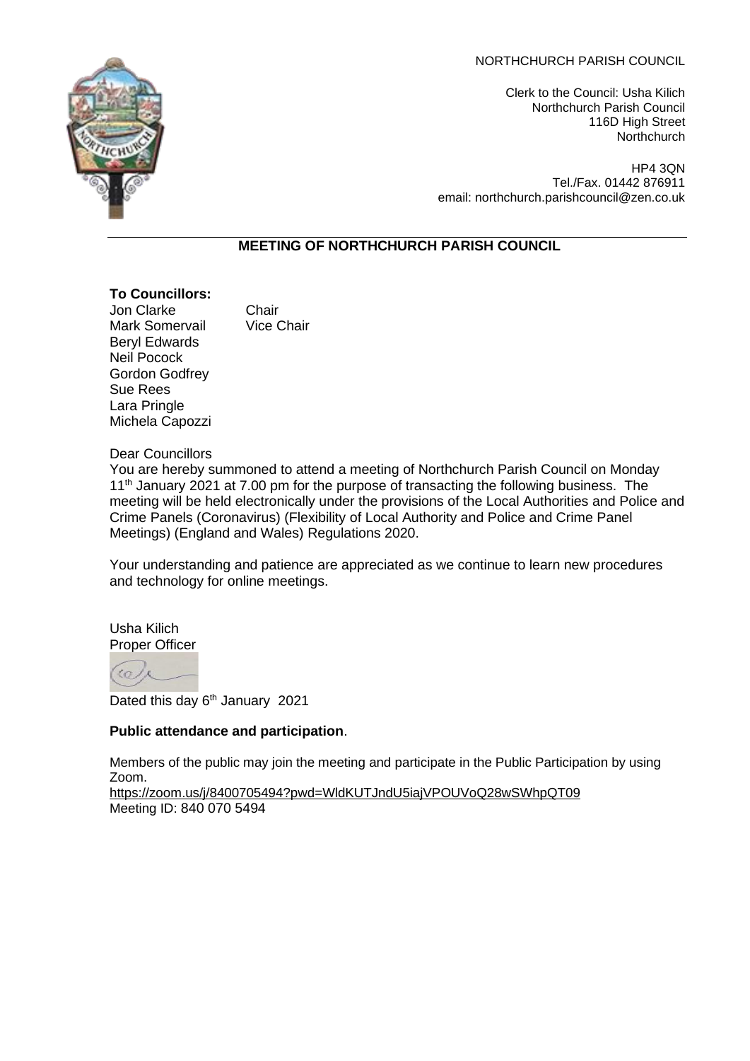NORTHCHURCH PARISH COUNCIL

Clerk to the Council: Usha Kilich
Northchurch Parish Council
116D High Street
Northchurch

HP4 3QN
Tel./Fax. 01442 876911
email: northchurch.parishcouncil@zen.co.uk

## MEETING OF NORTHCHURCH PARISH COUNCIL

**To Councillors:**

Jon Clarke — Chair
Mark Somervail — Vice Chair
Beryl Edwards
Neil Pocock
Gordon Godfrey
Sue Rees
Lara Pringle
Michela Capozzi

Dear Councillors

You are hereby summoned to attend a meeting of Northchurch Parish Council on Monday 11th January 2021 at 7.00 pm for the purpose of transacting the following business. The meeting will be held electronically under the provisions of the Local Authorities and Police and Crime Panels (Coronavirus) (Flexibility of Local Authority and Police and Crime Panel Meetings) (England and Wales) Regulations 2020.

Your understanding and patience are appreciated as we continue to learn new procedures and technology for online meetings.

Usha Kilich
Proper Officer

Dated this day 6th January 2021

**Public attendance and participation**.

Members of the public may join the meeting and participate in the Public Participation by using Zoom.
https://zoom.us/j/8400705494?pwd=WldKUTJndU5iajVPOUVoQ28wSWhpQT09
Meeting ID: 840 070 5494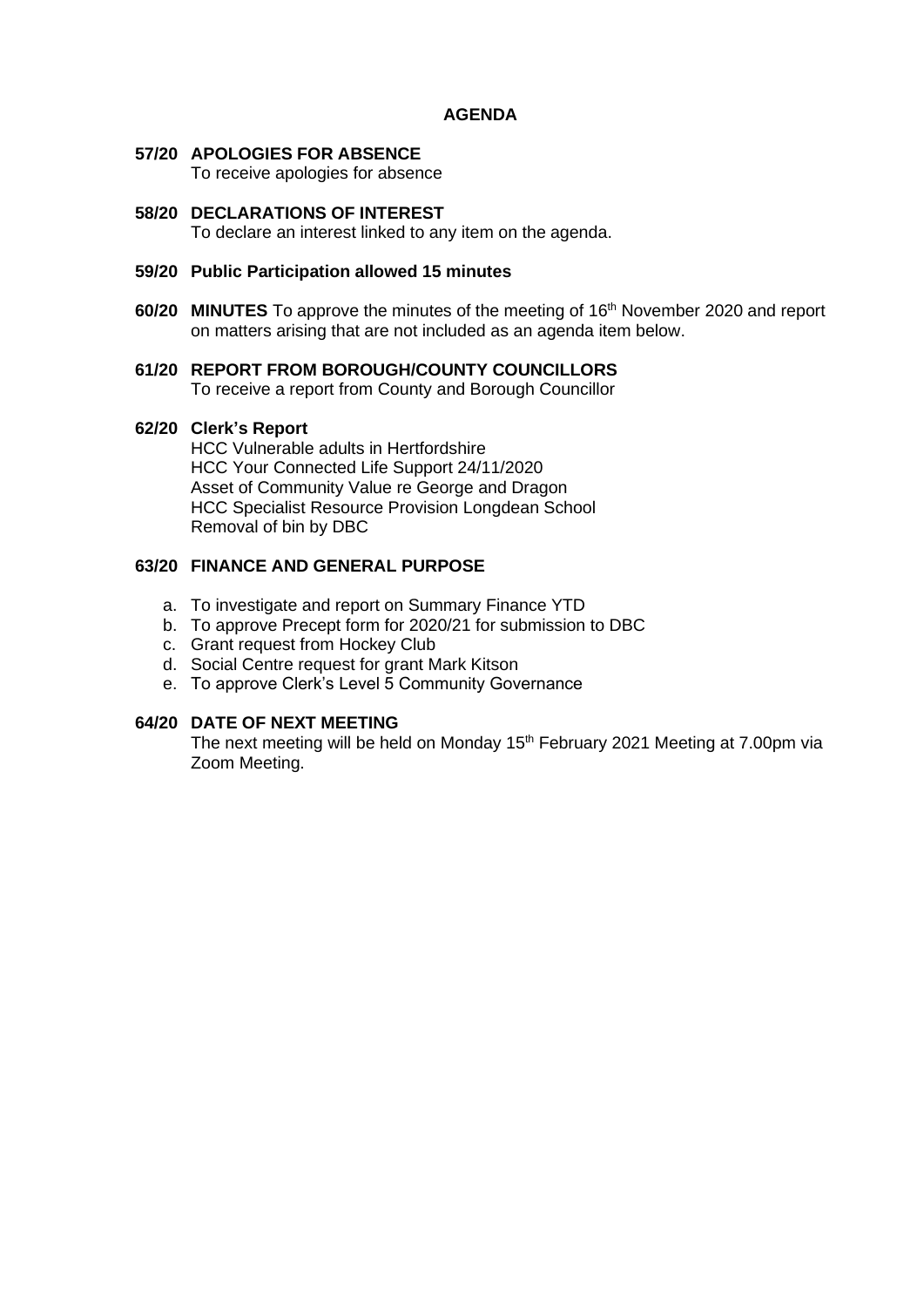## AGENDA

**57/20 APOLOGIES FOR ABSENCE**
To receive apologies for absence

**58/20 DECLARATIONS OF INTEREST**
To declare an interest linked to any item on the agenda.

**59/20 Public Participation allowed 15 minutes**

**60/20 MINUTES** To approve the minutes of the meeting of 16th November 2020 and report on matters arising that are not included as an agenda item below.

**61/20 REPORT FROM BOROUGH/COUNTY COUNCILLORS**
To receive a report from County and Borough Councillor

**62/20 Clerk's Report**
HCC Vulnerable adults in Hertfordshire
HCC Your Connected Life Support 24/11/2020
Asset of Community Value re George and Dragon
HCC Specialist Resource Provision Longdean School
Removal of bin by DBC

**63/20 FINANCE AND GENERAL PURPOSE**

a. To investigate and report on Summary Finance YTD
b. To approve Precept form for 2020/21 for submission to DBC
c. Grant request from Hockey Club
d. Social Centre request for grant Mark Kitson
e. To approve Clerk's Level 5 Community Governance

**64/20 DATE OF NEXT MEETING**
The next meeting will be held on Monday 15th February 2021 Meeting at 7.00pm via Zoom Meeting.